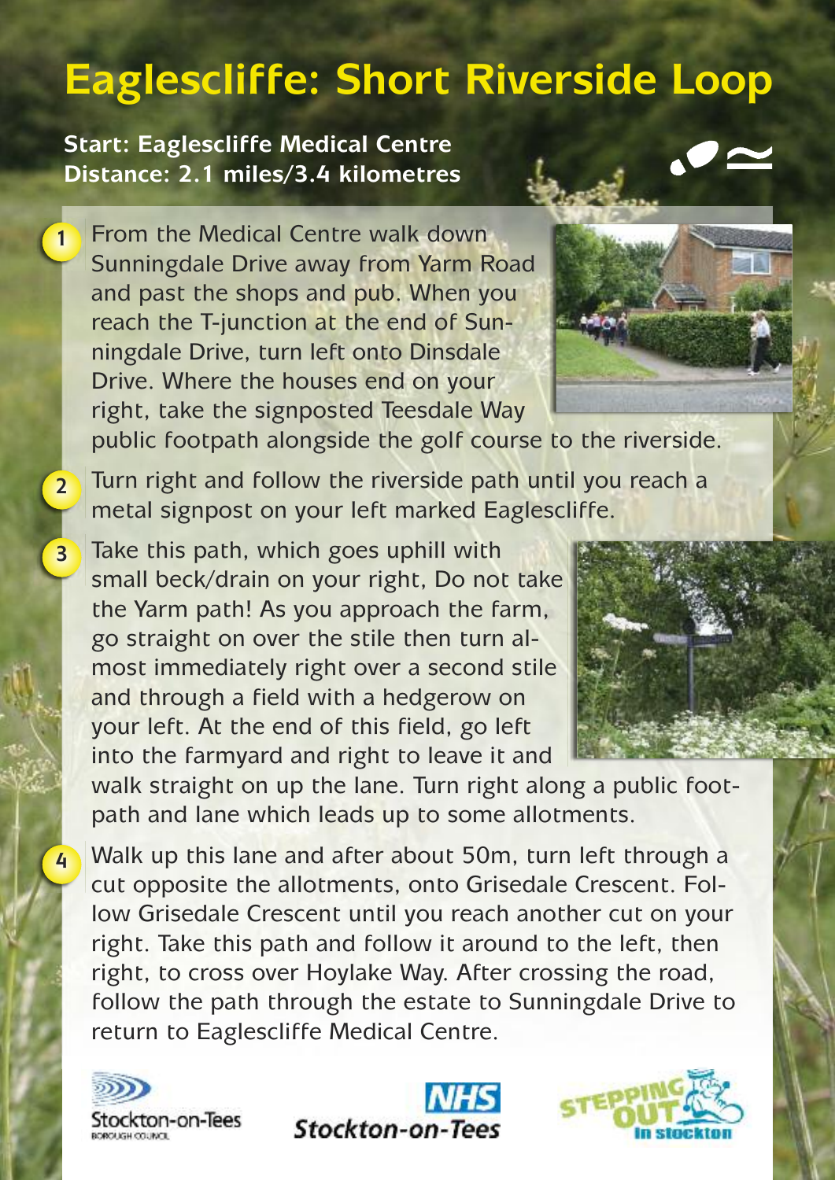# Eaglescliffe: Short Riverside Loop

**Start: Eaglescliffe Medical Centre**
**Distance: 2.1 miles/3.4 kilometres**

1. From the Medical Centre walk down Sunningdale Drive away from Yarm Road and past the shops and pub. When you reach the T-junction at the end of Sunningdale Drive, turn left onto Dinsdale Drive. Where the houses end on your right, take the signposted Teesdale Way public footpath alongside the golf course to the riverside.

2. Turn right and follow the riverside path until you reach a metal signpost on your left marked Eaglescliffe.

3. Take this path, which goes uphill with small beck/drain on your right, Do not take the Yarm path! As you approach the farm, go straight on over the stile then turn almost immediately right over a second stile and through a field with a hedgerow on your left. At the end of this field, go left into the farmyard and right to leave it and walk straight on up the lane. Turn right along a public footpath and lane which leads up to some allotments.

4. Walk up this lane and after about 50m, turn left through a cut opposite the allotments, onto Grisedale Crescent. Follow Grisedale Crescent until you reach another cut on your right. Take this path and follow it around to the left, then right, to cross over Hoylake Way. After crossing the road, follow the path through the estate to Sunningdale Drive to return to Eaglescliffe Medical Centre.

Stockton-on-Tees Borough Council

NHS Stockton-on-Tees

Stepping Out in Stockton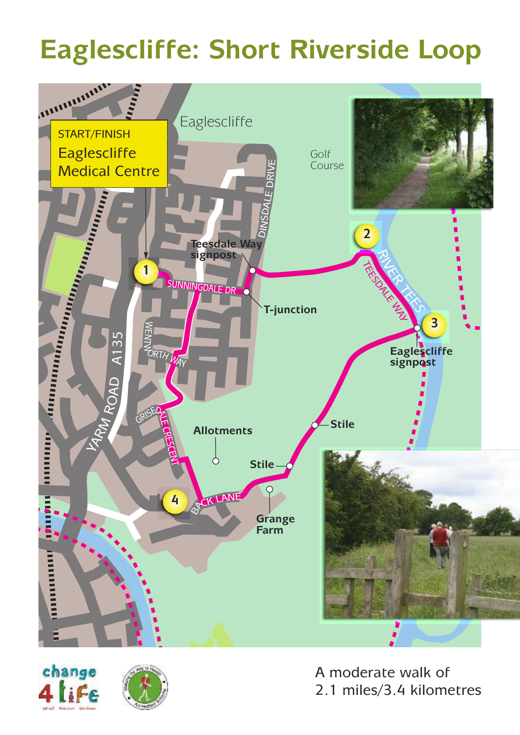# Eaglescliffe: Short Riverside Loop

START/FINISH
Eaglescliffe Medical Centre

Eaglescliffe

Golf Course

DINSDALE DRIVE

Teesdale Way signpost

1

SUNNINGDALE DR

T-junction

2

RIVER TEES

TEESDALE WAY

3

Eaglescliffe signpost

WENTWORTH WAY

YARM ROAD A135

GRISEDALE CRESCENT

Allotments

Stile

Stile

4

BACK LANE

Grange Farm

A moderate walk of
2.1 miles/3.4 kilometres